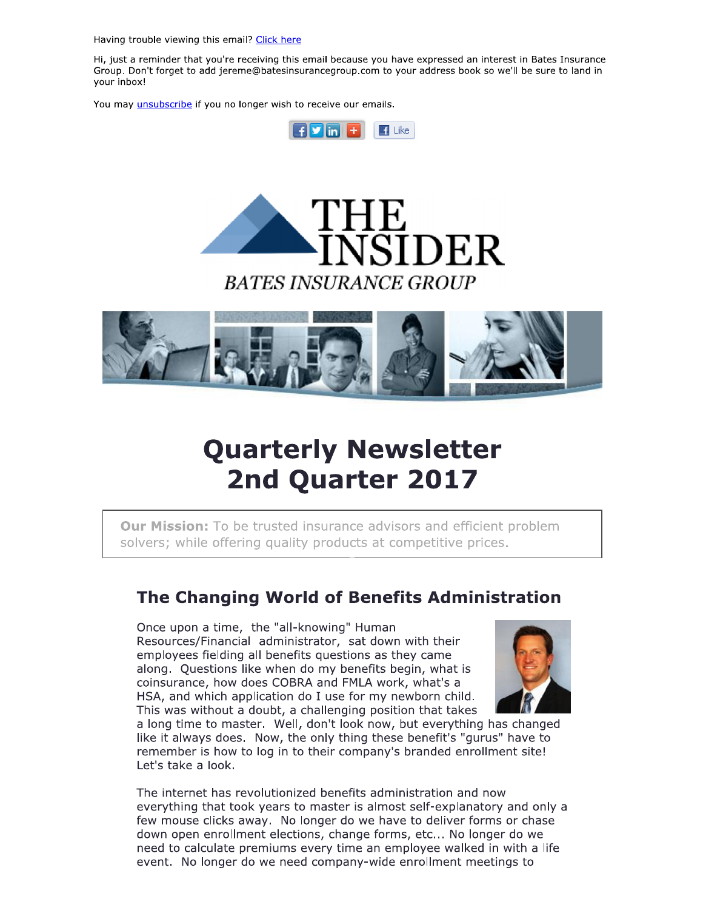Having trouble viewing this email? Click here

Hi, just a reminder that you're receiving this email because you have expressed an interest in Bates Insurance Group. Don't forget to add jereme@batesinsurancegroup.com to your address book so we'll be sure to land in your inbox!

You may unsubscribe if you no longer wish to receive our emails.

THE INSIDER

*BATES INSURANCE GROUP*

# Quarterly Newsletter 2nd Quarter 2017

**Our Mission:** To be trusted insurance advisors and efficient problem solvers; while offering quality products at competitive prices.

## The Changing World of Benefits Administration

Once upon a time, the "all-knowing" Human Resources/Financial administrator, sat down with their employees fielding all benefits questions as they came along. Questions like when do my benefits begin, what is coinsurance, how does COBRA and FMLA work, what's a HSA, and which application do I use for my newborn child. This was without a doubt, a challenging position that takes a long time to master. Well, don't look now, but everything has changed like it always does. Now, the only thing these benefit's "gurus" have to remember is how to log in to their company's branded enrollment site! Let's take a look.

The internet has revolutionized benefits administration and now everything that took years to master is almost self-explanatory and only a few mouse clicks away. No longer do we have to deliver forms or chase down open enrollment elections, change forms, etc... No longer do we need to calculate premiums every time an employee walked in with a life event. No longer do we need company-wide enrollment meetings to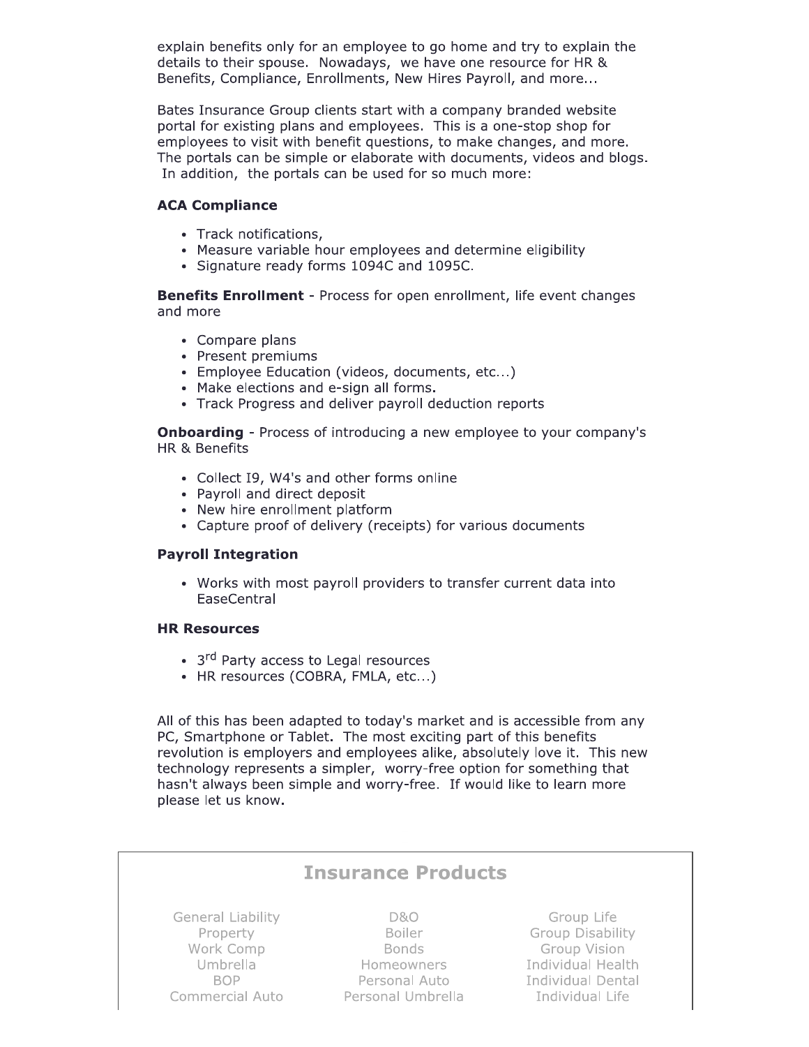explain benefits only for an employee to go home and try to explain the details to their spouse. Nowadays, we have one resource for HR & Benefits, Compliance, Enrollments, New Hires Payroll, and more...

Bates Insurance Group clients start with a company branded website portal for existing plans and employees. This is a one-stop shop for employees to visit with benefit questions, to make changes, and more. The portals can be simple or elaborate with documents, videos and blogs. In addition, the portals can be used for so much more:

**ACA Compliance**

- Track notifications,
- Measure variable hour employees and determine eligibility
- Signature ready forms 1094C and 1095C.

**Benefits Enrollment** - Process for open enrollment, life event changes and more

- Compare plans
- Present premiums
- Employee Education (videos, documents, etc...)
- Make elections and e-sign all forms.
- Track Progress and deliver payroll deduction reports

**Onboarding** - Process of introducing a new employee to your company's HR & Benefits

- Collect I9, W4's and other forms online
- Payroll and direct deposit
- New hire enrollment platform
- Capture proof of delivery (receipts) for various documents

**Payroll Integration**

- Works with most payroll providers to transfer current data into EaseCentral

**HR Resources**

- 3rd Party access to Legal resources
- HR resources (COBRA, FMLA, etc...)

All of this has been adapted to today's market and is accessible from any PC, Smartphone or Tablet. The most exciting part of this benefits revolution is employers and employees alike, absolutely love it. This new technology represents a simpler, worry-free option for something that hasn't always been simple and worry-free. If would like to learn more please let us know.

## Insurance Products

| | | |
|---|---|---|
| General Liability | D&O | Group Life |
| Property | Boiler | Group Disability |
| Work Comp | Bonds | Group Vision |
| Umbrella | Homeowners | Individual Health |
| BOP | Personal Auto | Individual Dental |
| Commercial Auto | Personal Umbrella | Individual Life |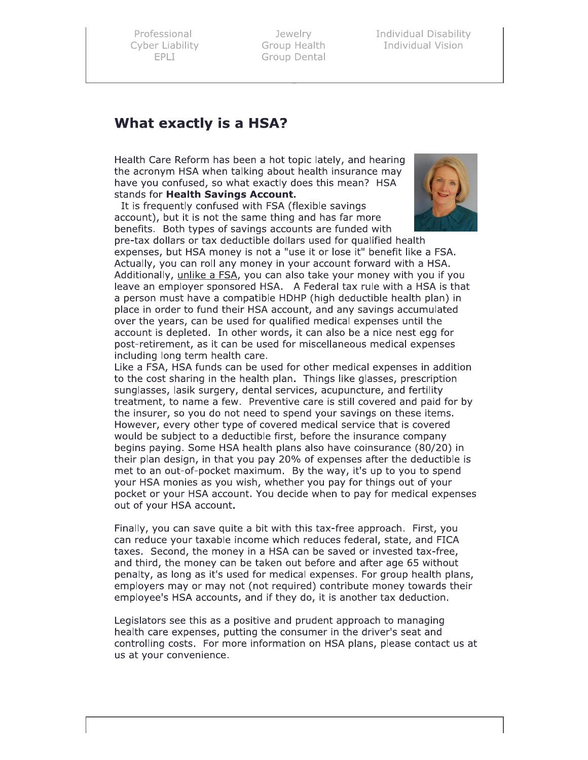| Professional | Jewelry | Individual Disability |
| --- | --- | --- |
| Cyber Liability | Group Health | Individual Vision |
| EPLI | Group Dental | |

## What exactly is a HSA?

Health Care Reform has been a hot topic lately, and hearing the acronym HSA when talking about health insurance may have you confused, so what exactly does this mean? HSA stands for **Health Savings Account.**

It is frequently confused with FSA (flexible savings account), but it is not the same thing and has far more benefits. Both types of savings accounts are funded with pre-tax dollars or tax deductible dollars used for qualified health expenses, but HSA money is not a "use it or lose it" benefit like a FSA. Actually, you can roll any money in your account forward with a HSA. Additionally, unlike a FSA, you can also take your money with you if you leave an employer sponsored HSA. A Federal tax rule with a HSA is that a person must have a compatible HDHP (high deductible health plan) in place in order to fund their HSA account, and any savings accumulated over the years, can be used for qualified medical expenses until the account is depleted. In other words, it can also be a nice nest egg for post-retirement, as it can be used for miscellaneous medical expenses including long term health care.

Like a FSA, HSA funds can be used for other medical expenses in addition to the cost sharing in the health plan. Things like glasses, prescription sunglasses, lasik surgery, dental services, acupuncture, and fertility treatment, to name a few. Preventive care is still covered and paid for by the insurer, so you do not need to spend your savings on these items. However, every other type of covered medical service that is covered would be subject to a deductible first, before the insurance company begins paying. Some HSA health plans also have coinsurance (80/20) in their plan design, in that you pay 20% of expenses after the deductible is met to an out-of-pocket maximum. By the way, it's up to you to spend your HSA monies as you wish, whether you pay for things out of your pocket or your HSA account. You decide when to pay for medical expenses out of your HSA account.

Finally, you can save quite a bit with this tax-free approach. First, you can reduce your taxable income which reduces federal, state, and FICA taxes. Second, the money in a HSA can be saved or invested tax-free, and third, the money can be taken out before and after age 65 without penalty, as long as it's used for medical expenses. For group health plans, employers may or may not (not required) contribute money towards their employee's HSA accounts, and if they do, it is another tax deduction.

Legislators see this as a positive and prudent approach to managing health care expenses, putting the consumer in the driver's seat and controlling costs. For more information on HSA plans, please contact us at us at your convenience.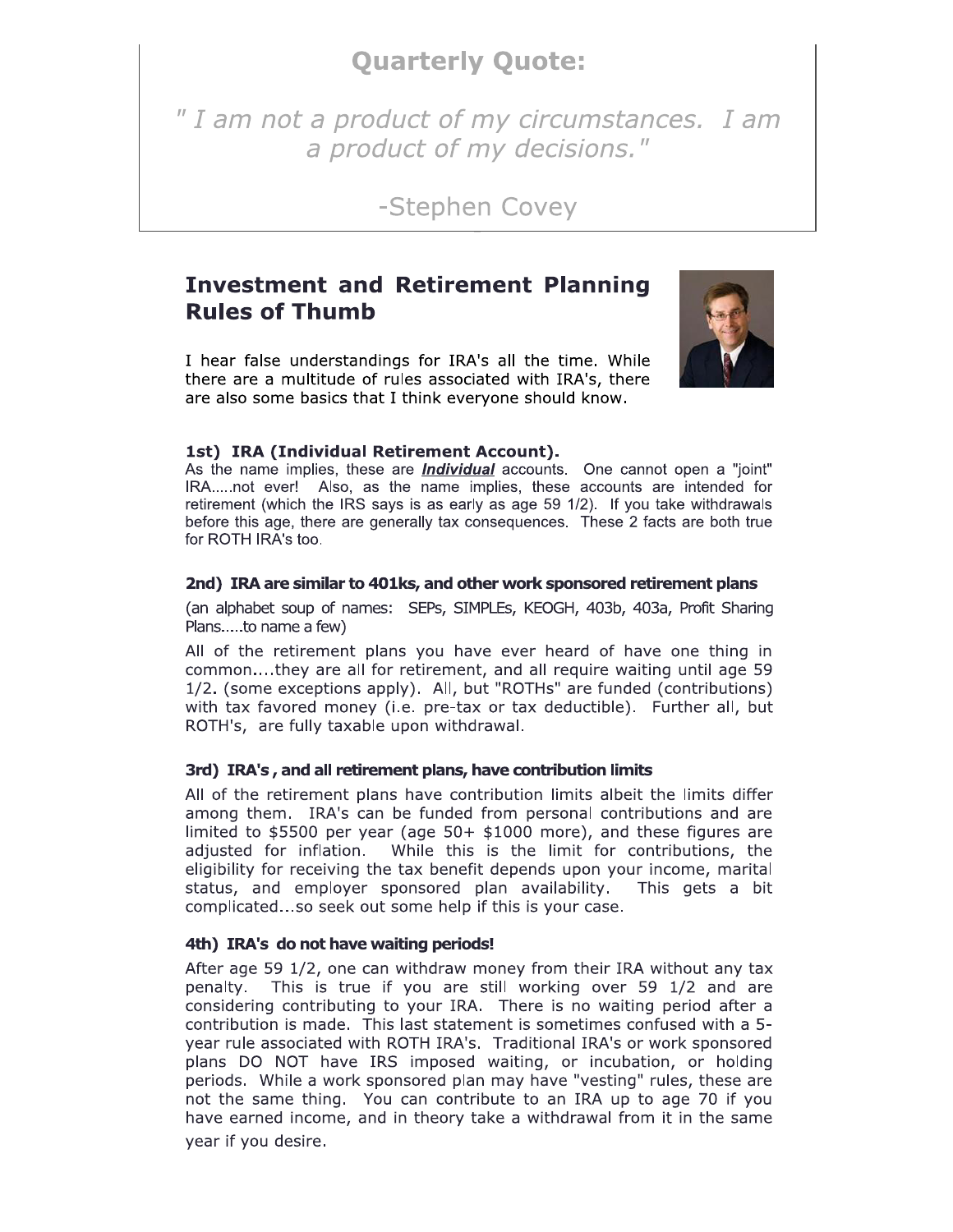## Quarterly Quote:

*" I am not a product of my circumstances. I am a product of my decisions."*

-Stephen Covey

## Investment and Retirement Planning Rules of Thumb

I hear false understandings for IRA's all the time. While there are a multitude of rules associated with IRA's, there are also some basics that I think everyone should know.

### 1st) IRA (Individual Retirement Account).

As the name implies, these are ***Individual*** accounts. One cannot open a "joint" IRA.....not ever! Also, as the name implies, these accounts are intended for retirement (which the IRS says is as early as age 59 1/2). If you take withdrawals before this age, there are generally tax consequences. These 2 facts are both true for ROTH IRA's too.

### 2nd) IRA are similar to 401ks, and other work sponsored retirement plans

(an alphabet soup of names: SEPs, SIMPLEs, KEOGH, 403b, 403a, Profit Sharing Plans.....to name a few)

All of the retirement plans you have ever heard of have one thing in common....they are all for retirement, and all require waiting until age 59 1/2. (some exceptions apply). All, but "ROTHs" are funded (contributions) with tax favored money (i.e. pre-tax or tax deductible). Further all, but ROTH's, are fully taxable upon withdrawal.

### 3rd) IRA's , and all retirement plans, have contribution limits

All of the retirement plans have contribution limits albeit the limits differ among them. IRA's can be funded from personal contributions and are limited to $5500 per year (age 50+ $1000 more), and these figures are adjusted for inflation. While this is the limit for contributions, the eligibility for receiving the tax benefit depends upon your income, marital status, and employer sponsored plan availability. This gets a bit complicated...so seek out some help if this is your case.

### 4th) IRA's do not have waiting periods!

After age 59 1/2, one can withdraw money from their IRA without any tax penalty. This is true if you are still working over 59 1/2 and are considering contributing to your IRA. There is no waiting period after a contribution is made. This last statement is sometimes confused with a 5-year rule associated with ROTH IRA's. Traditional IRA's or work sponsored plans DO NOT have IRS imposed waiting, or incubation, or holding periods. While a work sponsored plan may have "vesting" rules, these are not the same thing. You can contribute to an IRA up to age 70 if you have earned income, and in theory take a withdrawal from it in the same year if you desire.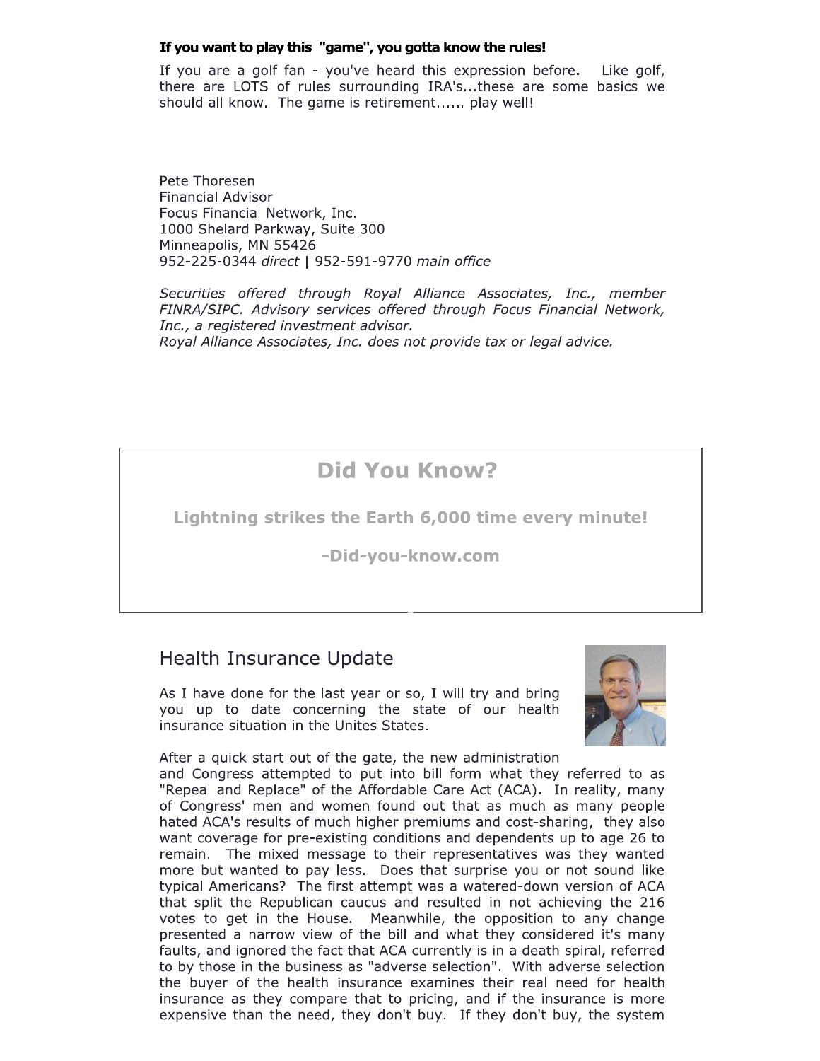**If you want to play this "game", you gotta know the rules!**

If you are a golf fan - you've heard this expression before. Like golf, there are LOTS of rules surrounding IRA's...these are some basics we should all know. The game is retirement...... play well!

Pete Thoresen
Financial Advisor
Focus Financial Network, Inc.
1000 Shelard Parkway, Suite 300
Minneapolis, MN 55426
952-225-0344 *direct* | 952-591-9770 *main office*

*Securities offered through Royal Alliance Associates, Inc., member FINRA/SIPC. Advisory services offered through Focus Financial Network, Inc., a registered investment advisor.*
*Royal Alliance Associates, Inc. does not provide tax or legal advice.*

## Did You Know?

**Lightning strikes the Earth 6,000 time every minute!**

**-Did-you-know.com**

## Health Insurance Update

As I have done for the last year or so, I will try and bring you up to date concerning the state of our health insurance situation in the Unites States.

After a quick start out of the gate, the new administration and Congress attempted to put into bill form what they referred to as "Repeal and Replace" of the Affordable Care Act (ACA). In reality, many of Congress' men and women found out that as much as many people hated ACA's results of much higher premiums and cost-sharing, they also want coverage for pre-existing conditions and dependents up to age 26 to remain. The mixed message to their representatives was they wanted more but wanted to pay less. Does that surprise you or not sound like typical Americans? The first attempt was a watered-down version of ACA that split the Republican caucus and resulted in not achieving the 216 votes to get in the House. Meanwhile, the opposition to any change presented a narrow view of the bill and what they considered it's many faults, and ignored the fact that ACA currently is in a death spiral, referred to by those in the business as "adverse selection". With adverse selection the buyer of the health insurance examines their real need for health insurance as they compare that to pricing, and if the insurance is more expensive than the need, they don't buy. If they don't buy, the system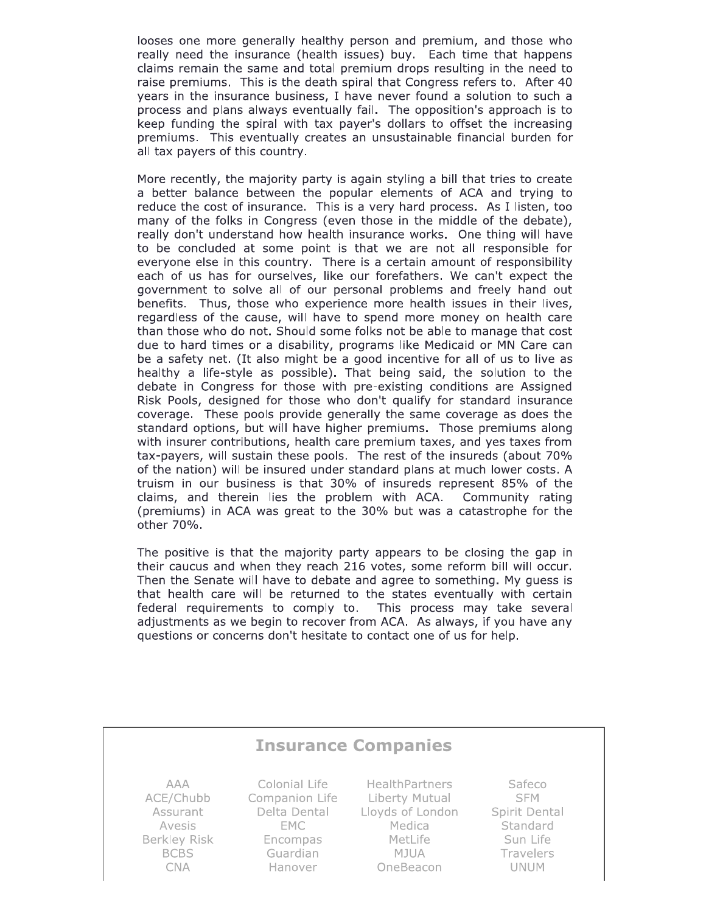looses one more generally healthy person and premium, and those who really need the insurance (health issues) buy. Each time that happens claims remain the same and total premium drops resulting in the need to raise premiums. This is the death spiral that Congress refers to. After 40 years in the insurance business, I have never found a solution to such a process and plans always eventually fail. The opposition's approach is to keep funding the spiral with tax payer's dollars to offset the increasing premiums. This eventually creates an unsustainable financial burden for all tax payers of this country.

More recently, the majority party is again styling a bill that tries to create a better balance between the popular elements of ACA and trying to reduce the cost of insurance. This is a very hard process. As I listen, too many of the folks in Congress (even those in the middle of the debate), really don't understand how health insurance works. One thing will have to be concluded at some point is that we are not all responsible for everyone else in this country. There is a certain amount of responsibility each of us has for ourselves, like our forefathers. We can't expect the government to solve all of our personal problems and freely hand out benefits. Thus, those who experience more health issues in their lives, regardless of the cause, will have to spend more money on health care than those who do not. Should some folks not be able to manage that cost due to hard times or a disability, programs like Medicaid or MN Care can be a safety net. (It also might be a good incentive for all of us to live as healthy a life-style as possible). That being said, the solution to the debate in Congress for those with pre-existing conditions are Assigned Risk Pools, designed for those who don't qualify for standard insurance coverage. These pools provide generally the same coverage as does the standard options, but will have higher premiums. Those premiums along with insurer contributions, health care premium taxes, and yes taxes from tax-payers, will sustain these pools. The rest of the insureds (about 70% of the nation) will be insured under standard plans at much lower costs. A truism in our business is that 30% of insureds represent 85% of the claims, and therein lies the problem with ACA. Community rating (premiums) in ACA was great to the 30% but was a catastrophe for the other 70%.

The positive is that the majority party appears to be closing the gap in their caucus and when they reach 216 votes, some reform bill will occur. Then the Senate will have to debate and agree to something. My guess is that health care will be returned to the states eventually with certain federal requirements to comply to. This process may take several adjustments as we begin to recover from ACA. As always, if you have any questions or concerns don't hesitate to contact one of us for help.

## Insurance Companies

| | | | |
|---|---|---|---|
| AAA | Colonial Life | HealthPartners | Safeco |
| ACE/Chubb | Companion Life | Liberty Mutual | SFM |
| Assurant | Delta Dental | Lloyds of London | Spirit Dental |
| Avesis | EMC | Medica | Standard |
| Berkley Risk | Encompas | MetLife | Sun Life |
| BCBS | Guardian | MJUA | Travelers |
| CNA | Hanover | OneBeacon | UNUM |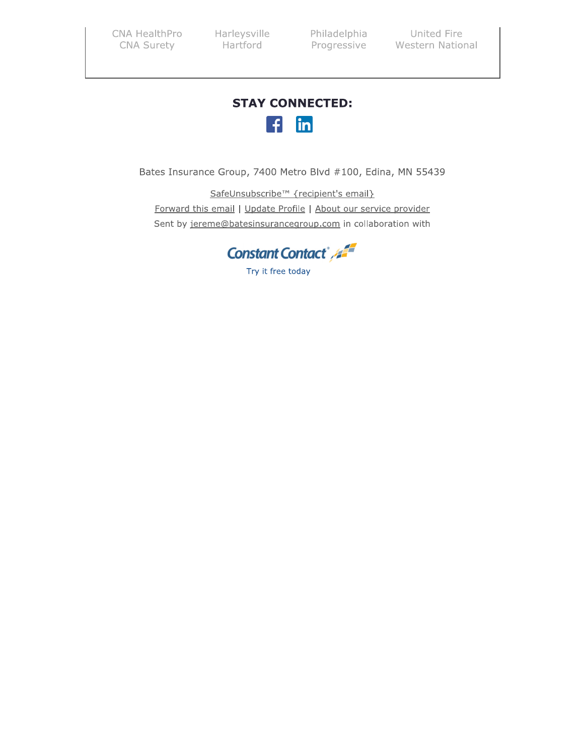| | | | |
|---|---|---|---|
| CNA HealthPro<br>CNA Surety | Harleysville<br>Hartford | Philadelphia<br>Progressive | United Fire<br>Western National |

## STAY CONNECTED:

Bates Insurance Group, 7400 Metro Blvd #100, Edina, MN 55439

SafeUnsubscribe™ {recipient's email}

Forward this email | Update Profile | About our service provider

Sent by jereme@batesinsurancegroup.com in collaboration with

Constant Contact

Try it free today